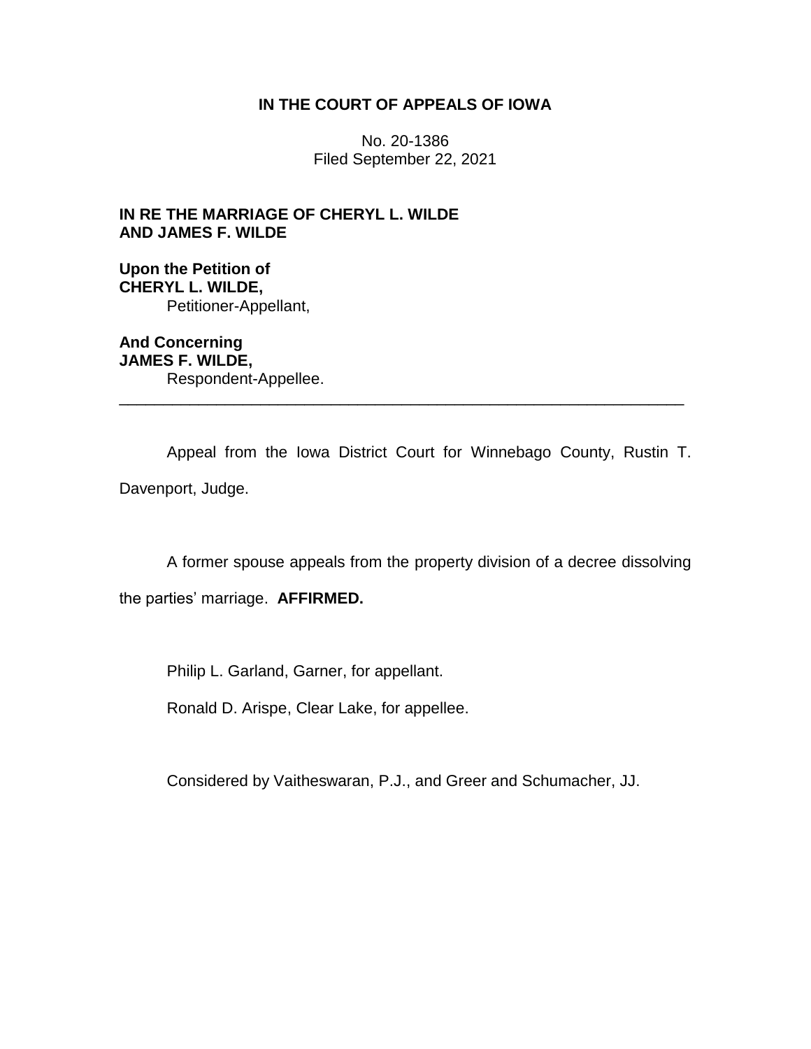# IN THE COURT OF APPEALS OF IOWA

No. 20-1386
Filed September 22, 2021

**IN RE THE MARRIAGE OF CHERYL L. WILDE AND JAMES F. WILDE**

**Upon the Petition of**
**CHERYL L. WILDE,**
Petitioner-Appellant,

**And Concerning**
**JAMES F. WILDE,**
Respondent-Appellee.

---

Appeal from the Iowa District Court for Winnebago County, Rustin T. Davenport, Judge.

A former spouse appeals from the property division of a decree dissolving the parties' marriage. **AFFIRMED.**

Philip L. Garland, Garner, for appellant.

Ronald D. Arispe, Clear Lake, for appellee.

Considered by Vaitheswaran, P.J., and Greer and Schumacher, JJ.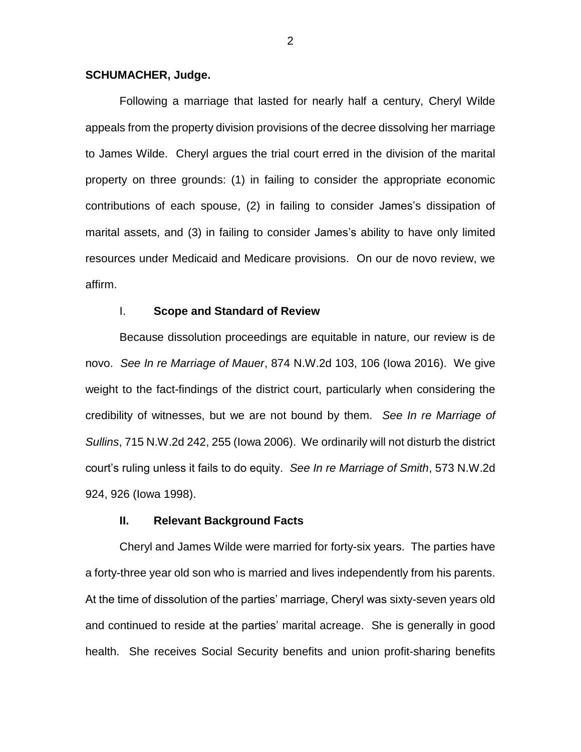**SCHUMACHER, Judge.**

Following a marriage that lasted for nearly half a century, Cheryl Wilde appeals from the property division provisions of the decree dissolving her marriage to James Wilde. Cheryl argues the trial court erred in the division of the marital property on three grounds: (1) in failing to consider the appropriate economic contributions of each spouse, (2) in failing to consider James's dissipation of marital assets, and (3) in failing to consider James's ability to have only limited resources under Medicaid and Medicare provisions. On our de novo review, we affirm.

## I. **Scope and Standard of Review**

Because dissolution proceedings are equitable in nature, our review is de novo. *See In re Marriage of Mauer*, 874 N.W.2d 103, 106 (Iowa 2016). We give weight to the fact-findings of the district court, particularly when considering the credibility of witnesses, but we are not bound by them. *See In re Marriage of Sullins*, 715 N.W.2d 242, 255 (Iowa 2006). We ordinarily will not disturb the district court's ruling unless it fails to do equity. *See In re Marriage of Smith*, 573 N.W.2d 924, 926 (Iowa 1998).

## **II. Relevant Background Facts**

Cheryl and James Wilde were married for forty-six years. The parties have a forty-three year old son who is married and lives independently from his parents. At the time of dissolution of the parties' marriage, Cheryl was sixty-seven years old and continued to reside at the parties' marital acreage. She is generally in good health. She receives Social Security benefits and union profit-sharing benefits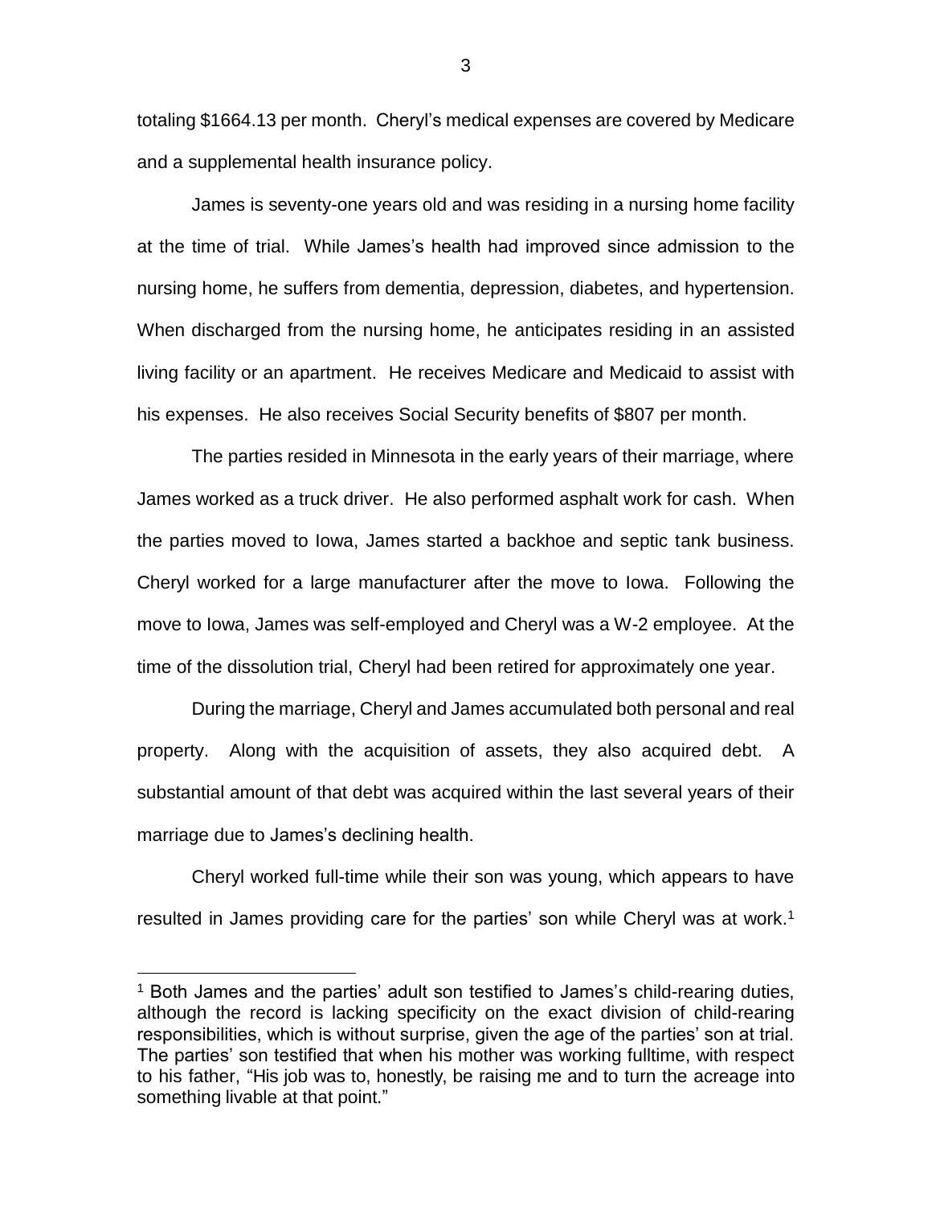totaling $1664.13 per month. Cheryl's medical expenses are covered by Medicare and a supplemental health insurance policy.

James is seventy-one years old and was residing in a nursing home facility at the time of trial. While James's health had improved since admission to the nursing home, he suffers from dementia, depression, diabetes, and hypertension. When discharged from the nursing home, he anticipates residing in an assisted living facility or an apartment. He receives Medicare and Medicaid to assist with his expenses. He also receives Social Security benefits of $807 per month.

The parties resided in Minnesota in the early years of their marriage, where James worked as a truck driver. He also performed asphalt work for cash. When the parties moved to Iowa, James started a backhoe and septic tank business. Cheryl worked for a large manufacturer after the move to Iowa. Following the move to Iowa, James was self-employed and Cheryl was a W-2 employee. At the time of the dissolution trial, Cheryl had been retired for approximately one year.

During the marriage, Cheryl and James accumulated both personal and real property. Along with the acquisition of assets, they also acquired debt. A substantial amount of that debt was acquired within the last several years of their marriage due to James's declining health.

Cheryl worked full-time while their son was young, which appears to have resulted in James providing care for the parties' son while Cheryl was at work.[1]

[1] Both James and the parties' adult son testified to James's child-rearing duties, although the record is lacking specificity on the exact division of child-rearing responsibilities, which is without surprise, given the age of the parties' son at trial. The parties' son testified that when his mother was working fulltime, with respect to his father, "His job was to, honestly, be raising me and to turn the acreage into something livable at that point."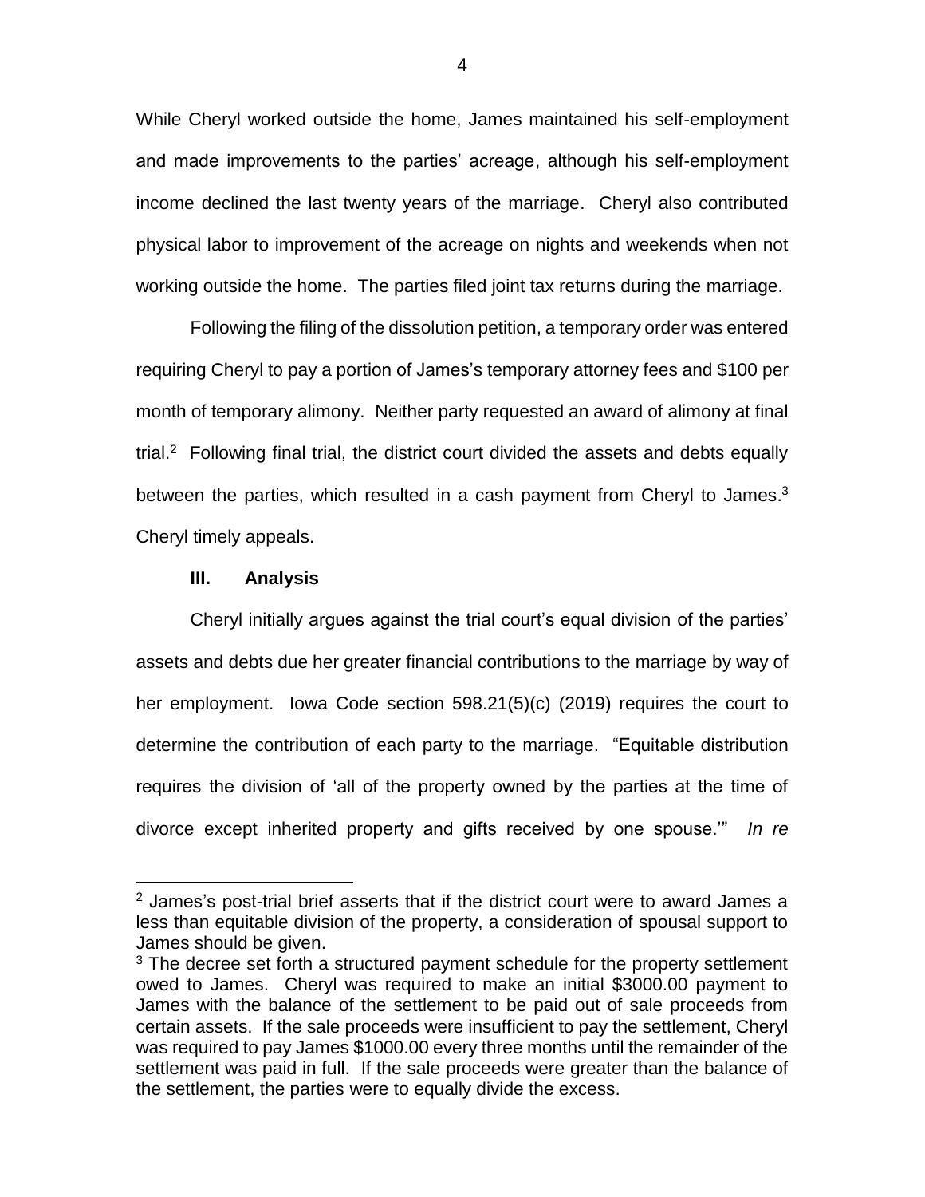While Cheryl worked outside the home, James maintained his self-employment and made improvements to the parties' acreage, although his self-employment income declined the last twenty years of the marriage. Cheryl also contributed physical labor to improvement of the acreage on nights and weekends when not working outside the home. The parties filed joint tax returns during the marriage.

Following the filing of the dissolution petition, a temporary order was entered requiring Cheryl to pay a portion of James's temporary attorney fees and \$100 per month of temporary alimony. Neither party requested an award of alimony at final trial.[2] Following final trial, the district court divided the assets and debts equally between the parties, which resulted in a cash payment from Cheryl to James.[3] Cheryl timely appeals.

## III. Analysis

Cheryl initially argues against the trial court's equal division of the parties' assets and debts due her greater financial contributions to the marriage by way of her employment. Iowa Code section 598.21(5)(c) (2019) requires the court to determine the contribution of each party to the marriage. "Equitable distribution requires the division of 'all of the property owned by the parties at the time of divorce except inherited property and gifts received by one spouse.'" *In re*

---

[2] James's post-trial brief asserts that if the district court were to award James a less than equitable division of the property, a consideration of spousal support to James should be given.

[3] The decree set forth a structured payment schedule for the property settlement owed to James. Cheryl was required to make an initial \$3000.00 payment to James with the balance of the settlement to be paid out of sale proceeds from certain assets. If the sale proceeds were insufficient to pay the settlement, Cheryl was required to pay James \$1000.00 every three months until the remainder of the settlement was paid in full. If the sale proceeds were greater than the balance of the settlement, the parties were to equally divide the excess.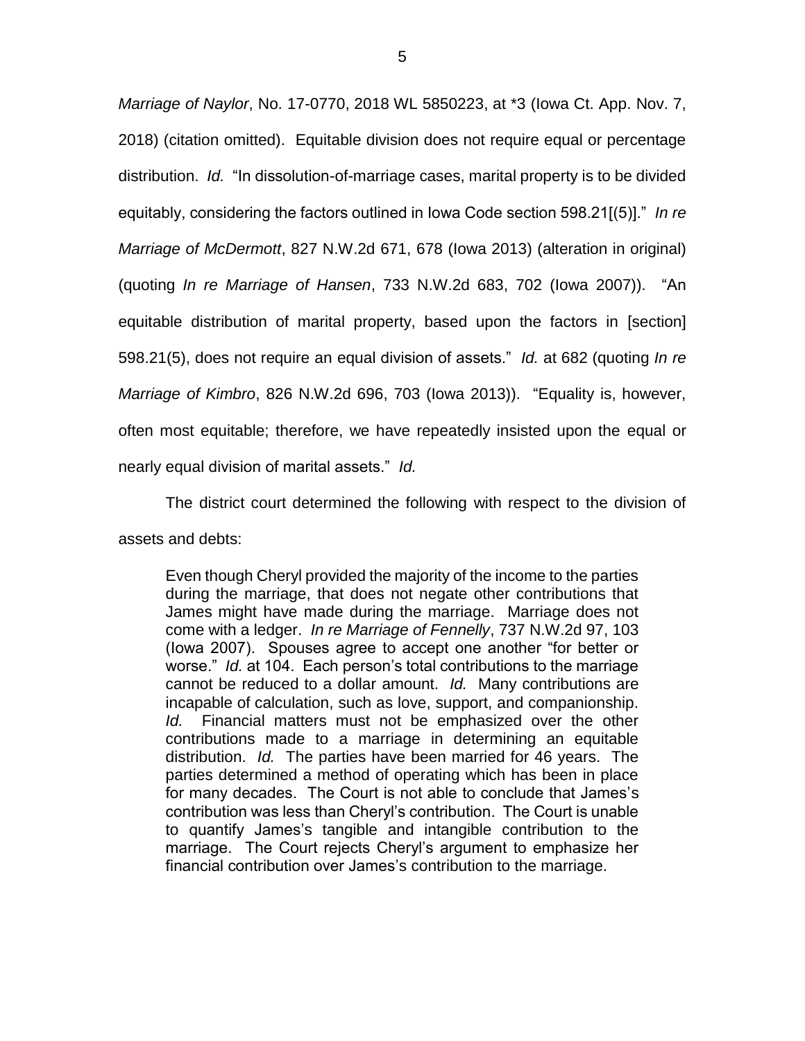*Marriage of Naylor*, No. 17-0770, 2018 WL 5850223, at *3 (Iowa Ct. App. Nov. 7, 2018) (citation omitted). Equitable division does not require equal or percentage distribution. *Id.* "In dissolution-of-marriage cases, marital property is to be divided equitably, considering the factors outlined in Iowa Code section 598.21[(5)]." *In re Marriage of McDermott*, 827 N.W.2d 671, 678 (Iowa 2013) (alteration in original) (quoting *In re Marriage of Hansen*, 733 N.W.2d 683, 702 (Iowa 2007)). "An equitable distribution of marital property, based upon the factors in [section] 598.21(5), does not require an equal division of assets." *Id.* at 682 (quoting *In re Marriage of Kimbro*, 826 N.W.2d 696, 703 (Iowa 2013)). "Equality is, however, often most equitable; therefore, we have repeatedly insisted upon the equal or nearly equal division of marital assets." *Id.*

The district court determined the following with respect to the division of assets and debts:

> Even though Cheryl provided the majority of the income to the parties during the marriage, that does not negate other contributions that James might have made during the marriage. Marriage does not come with a ledger. *In re Marriage of Fennelly*, 737 N.W.2d 97, 103 (Iowa 2007). Spouses agree to accept one another "for better or worse." *Id.* at 104. Each person's total contributions to the marriage cannot be reduced to a dollar amount. *Id.* Many contributions are incapable of calculation, such as love, support, and companionship. *Id.* Financial matters must not be emphasized over the other contributions made to a marriage in determining an equitable distribution. *Id.* The parties have been married for 46 years. The parties determined a method of operating which has been in place for many decades. The Court is not able to conclude that James's contribution was less than Cheryl's contribution. The Court is unable to quantify James's tangible and intangible contribution to the marriage. The Court rejects Cheryl's argument to emphasize her financial contribution over James's contribution to the marriage.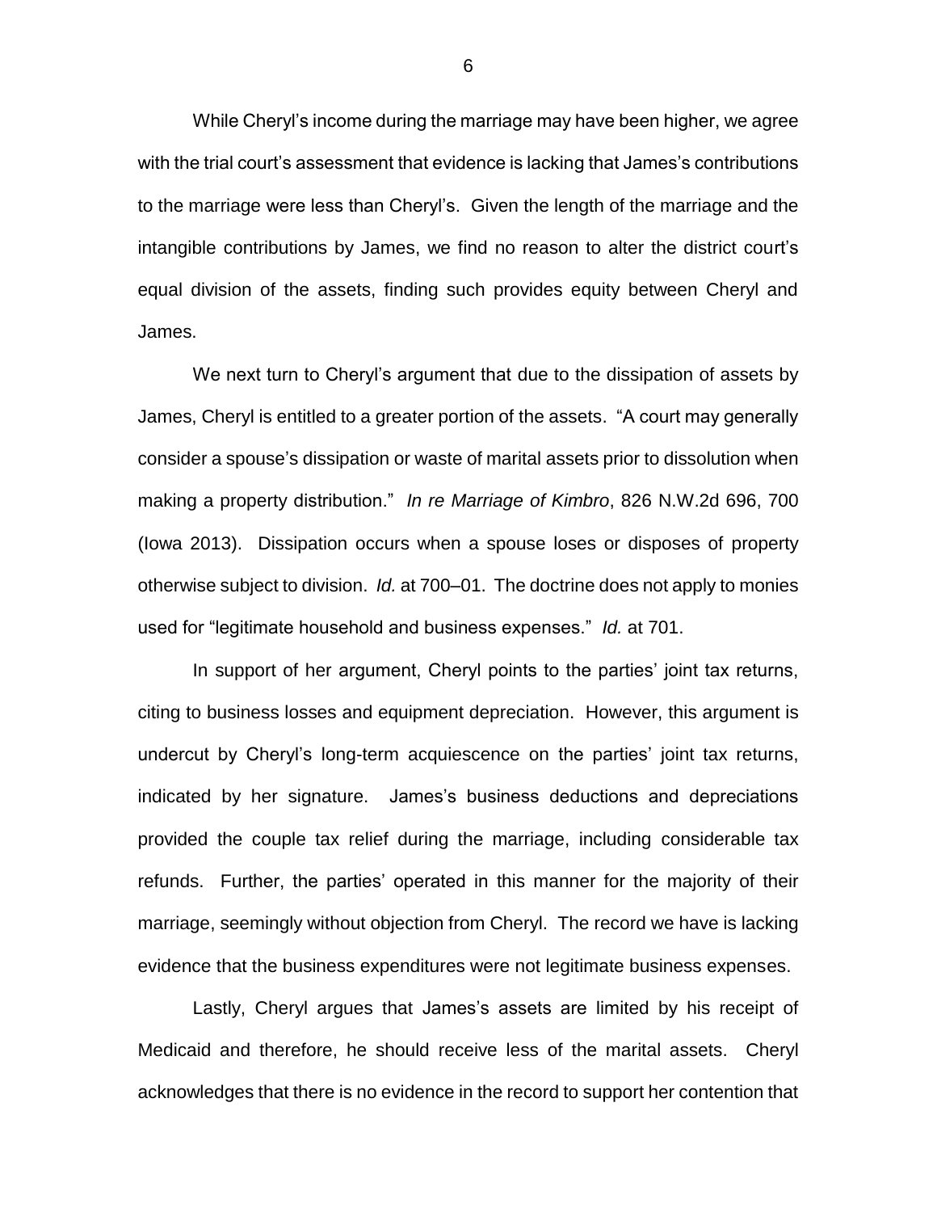While Cheryl's income during the marriage may have been higher, we agree with the trial court's assessment that evidence is lacking that James's contributions to the marriage were less than Cheryl's. Given the length of the marriage and the intangible contributions by James, we find no reason to alter the district court's equal division of the assets, finding such provides equity between Cheryl and James.

We next turn to Cheryl's argument that due to the dissipation of assets by James, Cheryl is entitled to a greater portion of the assets. "A court may generally consider a spouse's dissipation or waste of marital assets prior to dissolution when making a property distribution." *In re Marriage of Kimbro*, 826 N.W.2d 696, 700 (Iowa 2013). Dissipation occurs when a spouse loses or disposes of property otherwise subject to division. *Id.* at 700–01. The doctrine does not apply to monies used for "legitimate household and business expenses." *Id.* at 701.

In support of her argument, Cheryl points to the parties' joint tax returns, citing to business losses and equipment depreciation. However, this argument is undercut by Cheryl's long-term acquiescence on the parties' joint tax returns, indicated by her signature. James's business deductions and depreciations provided the couple tax relief during the marriage, including considerable tax refunds. Further, the parties' operated in this manner for the majority of their marriage, seemingly without objection from Cheryl. The record we have is lacking evidence that the business expenditures were not legitimate business expenses.

Lastly, Cheryl argues that James's assets are limited by his receipt of Medicaid and therefore, he should receive less of the marital assets. Cheryl acknowledges that there is no evidence in the record to support her contention that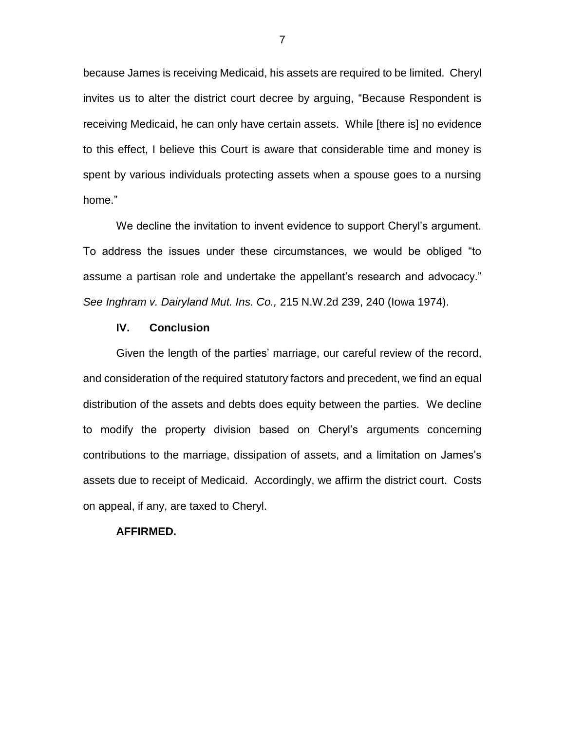because James is receiving Medicaid, his assets are required to be limited. Cheryl invites us to alter the district court decree by arguing, "Because Respondent is receiving Medicaid, he can only have certain assets. While [there is] no evidence to this effect, I believe this Court is aware that considerable time and money is spent by various individuals protecting assets when a spouse goes to a nursing home."

We decline the invitation to invent evidence to support Cheryl's argument. To address the issues under these circumstances, we would be obliged "to assume a partisan role and undertake the appellant's research and advocacy." *See Inghram v. Dairyland Mut. Ins. Co.,* 215 N.W.2d 239, 240 (Iowa 1974).

## IV. Conclusion

Given the length of the parties' marriage, our careful review of the record, and consideration of the required statutory factors and precedent, we find an equal distribution of the assets and debts does equity between the parties. We decline to modify the property division based on Cheryl's arguments concerning contributions to the marriage, dissipation of assets, and a limitation on James's assets due to receipt of Medicaid. Accordingly, we affirm the district court. Costs on appeal, if any, are taxed to Cheryl.

**AFFIRMED.**